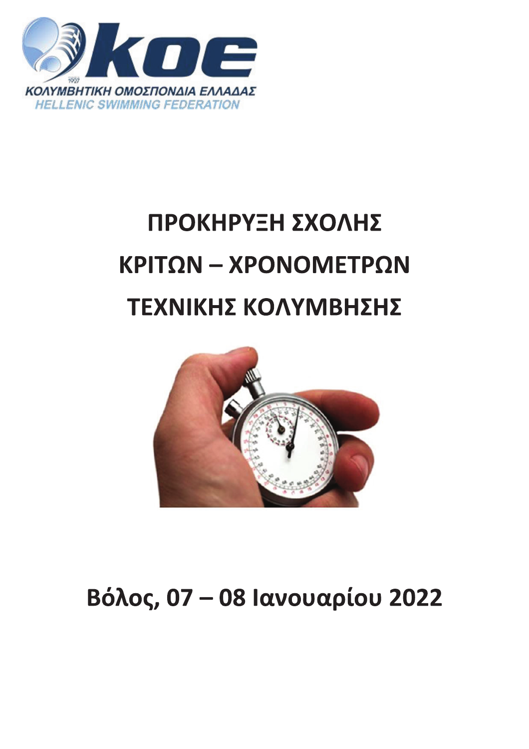ΚΟΛΥΜΒΗΤΙΚΗ ΟΜΟΣΠΟΝΔΙΑ ΕΛΛΑΔΑΣ
HELLENIC SWIMMING FEDERATION

# ΠΡΟΚΗΡΥΞΗ ΣΧΟΛΗΣ ΚΡΙΤΩΝ – ΧΡΟΝΟΜΕΤΡΩΝ ΤΕΧΝΙΚΗΣ ΚΟΛΥΜΒΗΣΗΣ

## Βόλος, 07 – 08 Ιανουαρίου 2022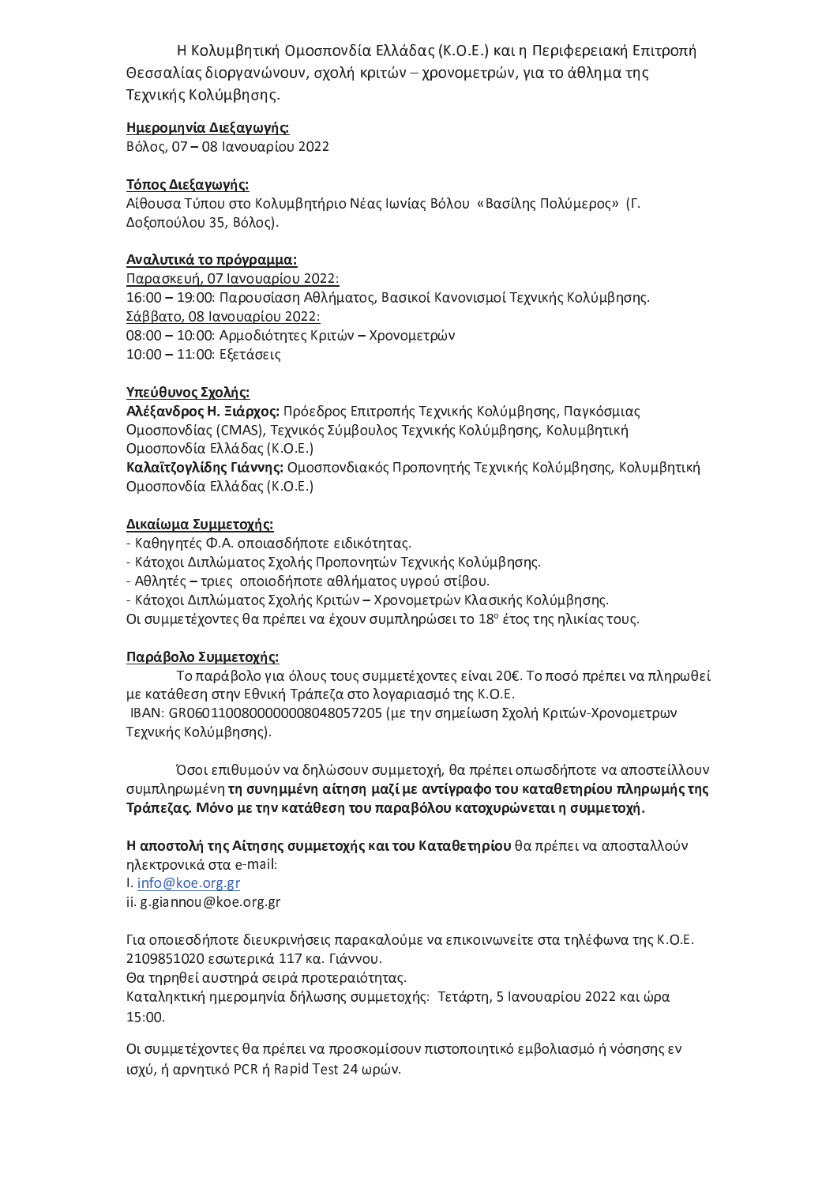Η Κολυμβητική Ομοσπονδία Ελλάδας (Κ.Ο.Ε.) και η Περιφερειακή Επιτροπή Θεσσαλίας διοργανώνουν, σχολή κριτών – χρονομετρών, για το άθλημα της Τεχνικής Κολύμβησης.

**<u>Ημερομηνία Διεξαγωγής:</u>**
Βόλος, 07 **–** 08 Ιανουαρίου 2022

**<u>Τόπος Διεξαγωγής:</u>**
Αίθουσα Τύπου στο Κολυμβητήριο Νέας Ιωνίας Βόλου «Βασίλης Πολύμερος» (Γ. Δοξοπούλου 35, Βόλος).

**<u>Αναλυτικά το πρόγραμμα:</u>**
<u>Παρασκευή, 07 Ιανουαρίου 2022:</u>
16:00 **–** 19:00: Παρουσίαση Αθλήματος, Βασικοί Κανονισμοί Τεχνικής Κολύμβησης.
<u>Σάββατο, 08 Ιανουαρίου 2022:</u>
08:00 **–** 10:00: Αρμοδιότητες Κριτών **–** Χρονομετρών
10:00 **–** 11:00: Εξετάσεις

**<u>Υπεύθυνος Σχολής:</u>**
**Αλέξανδρος Η. Ξιάρχος:** Πρόεδρος Επιτροπής Τεχνικής Κολύμβησης, Παγκόσμιας Ομοσπονδίας (CMAS), Τεχνικός Σύμβουλος Τεχνικής Κολύμβησης, Κολυμβητική Ομοσπονδία Ελλάδας (Κ.Ο.Ε.)
**Καλαϊτζογλίδης Γιάννης:** Ομοσπονδιακός Προπονητής Τεχνικής Κολύμβησης, Κολυμβητική Ομοσπονδία Ελλάδας (Κ.Ο.Ε.)

**<u>Δικαίωμα Συμμετοχής:</u>**
- Καθηγητές Φ.Α. οποιασδήποτε ειδικότητας.
- Κάτοχοι Διπλώματος Σχολής Προπονητών Τεχνικής Κολύμβησης.
- Αθλητές **–** τριες οποιοδήποτε αθλήματος υγρού στίβου.
- Κάτοχοι Διπλώματος Σχολής Κριτών **–** Χρονομετρών Κλασικής Κολύμβησης.

Οι συμμετέχοντες θα πρέπει να έχουν συμπληρώσει το 18ο έτος της ηλικίας τους.

**<u>Παράβολο Συμμετοχής:</u>**
Το παράβολο για όλους τους συμμετέχοντες είναι 20€. Το ποσό πρέπει να πληρωθεί με κατάθεση στην Εθνική Τράπεζα στο λογαριασμό της Κ.Ο.Ε.
IBAN: GR0601100800000008048057205 (με την σημείωση Σχολή Κριτών-Χρονομετρων Τεχνικής Κολύμβησης).

Όσοι επιθυμούν να δηλώσουν συμμετοχή, θα πρέπει οπωσδήποτε να αποστείλλουν συμπληρωμένη **τη συνημμένη αίτηση μαζί με αντίγραφο του καταθετηρίου πληρωμής της Τράπεζας. Μόνο με την κατάθεση του παραβόλου κατοχυρώνεται η συμμετοχή.**

**Η αποστολή της Αίτησης συμμετοχής και του Καταθετηρίου** θα πρέπει να αποσταλλούν ηλεκτρονικά στα e-mail:
I. info@koe.org.gr
ii. g.giannou@koe.org.gr

Για οποιεσδήποτε διευκρινήσεις παρακαλούμε να επικοινωνείτε στα τηλέφωνα της Κ.Ο.Ε. 2109851020 εσωτερικά 117 κα. Γιάννου.
Θα τηρηθεί αυστηρά σειρά προτεραιότητας.
Καταληκτική ημερομηνία δήλωσης συμμετοχής: Τετάρτη, 5 Ιανουαρίου 2022 και ώρα 15:00.

Οι συμμετέχοντες θα πρέπει να προσκομίσουν πιστοποιητικό εμβολιασμό ή νόσησης εν ισχύ, ή αρνητικό PCR ή Rapid Test 24 ωρών.